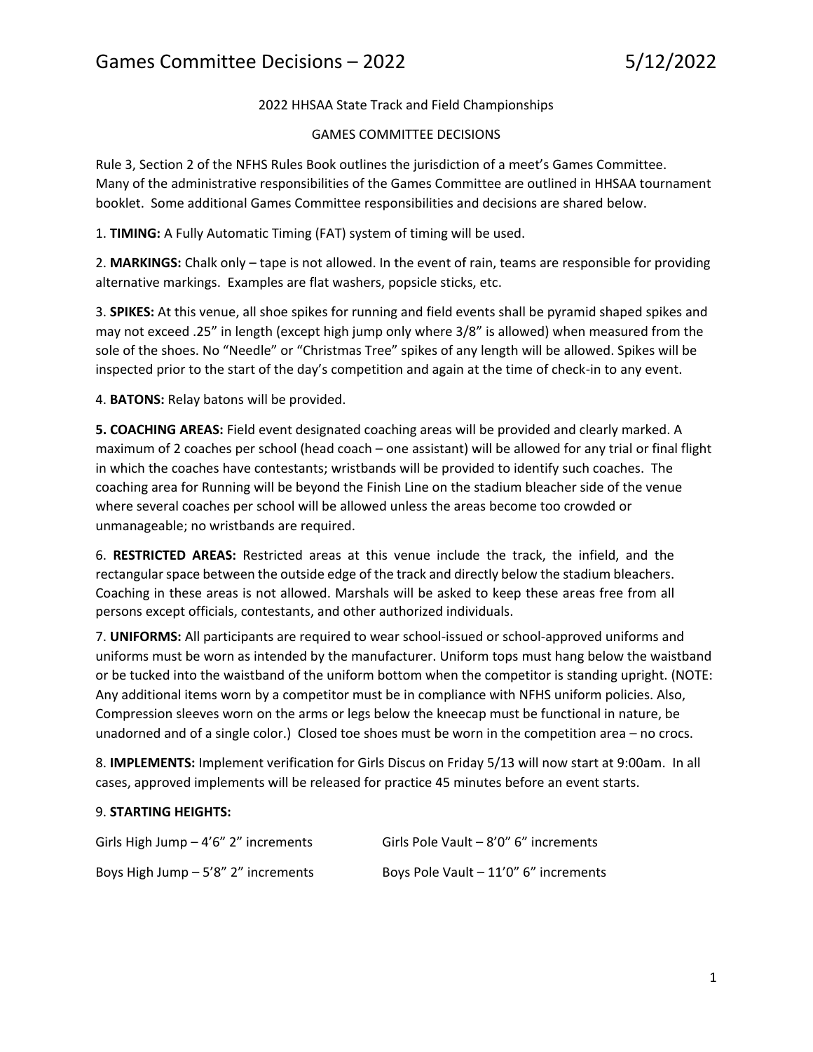# Games Committee Decisions – 2022 5/12/2022

2022 HHSAA State Track and Field Championships

GAMES COMMITTEE DECISIONS

Rule 3, Section 2 of the NFHS Rules Book outlines the jurisdiction of a meet's Games Committee. Many of the administrative responsibilities of the Games Committee are outlined in HHSAA tournament booklet. Some additional Games Committee responsibilities and decisions are shared below.

1. **TIMING:** A Fully Automatic Timing (FAT) system of timing will be used.

2. **MARKINGS:** Chalk only – tape is not allowed. In the event of rain, teams are responsible for providing alternative markings. Examples are flat washers, popsicle sticks, etc.

3. **SPIKES:** At this venue, all shoe spikes for running and field events shall be pyramid shaped spikes and may not exceed .25" in length (except high jump only where 3/8" is allowed) when measured from the sole of the shoes. No "Needle" or "Christmas Tree" spikes of any length will be allowed. Spikes will be inspected prior to the start of the day's competition and again at the time of check-in to any event.

4. **BATONS:** Relay batons will be provided.

**5. COACHING AREAS:** Field event designated coaching areas will be provided and clearly marked. A maximum of 2 coaches per school (head coach – one assistant) will be allowed for any trial or final flight in which the coaches have contestants; wristbands will be provided to identify such coaches. The coaching area for Running will be beyond the Finish Line on the stadium bleacher side of the venue where several coaches per school will be allowed unless the areas become too crowded or unmanageable; no wristbands are required.

6. **RESTRICTED AREAS:** Restricted areas at this venue include the track, the infield, and the rectangular space between the outside edge of the track and directly below the stadium bleachers. Coaching in these areas is not allowed. Marshals will be asked to keep these areas free from all persons except officials, contestants, and other authorized individuals.

7. **UNIFORMS:** All participants are required to wear school-issued or school-approved uniforms and uniforms must be worn as intended by the manufacturer. Uniform tops must hang below the waistband or be tucked into the waistband of the uniform bottom when the competitor is standing upright. (NOTE: Any additional items worn by a competitor must be in compliance with NFHS uniform policies. Also, Compression sleeves worn on the arms or legs below the kneecap must be functional in nature, be unadorned and of a single color.) Closed toe shoes must be worn in the competition area – no crocs.

8. **IMPLEMENTS:** Implement verification for Girls Discus on Friday 5/13 will now start at 9:00am. In all cases, approved implements will be released for practice 45 minutes before an event starts.

9. **STARTING HEIGHTS:**

Girls High Jump – 4'6" 2" increments

Boys High Jump – 5'8" 2" increments

Girls Pole Vault – 8'0" 6" increments

Boys Pole Vault – 11'0" 6" increments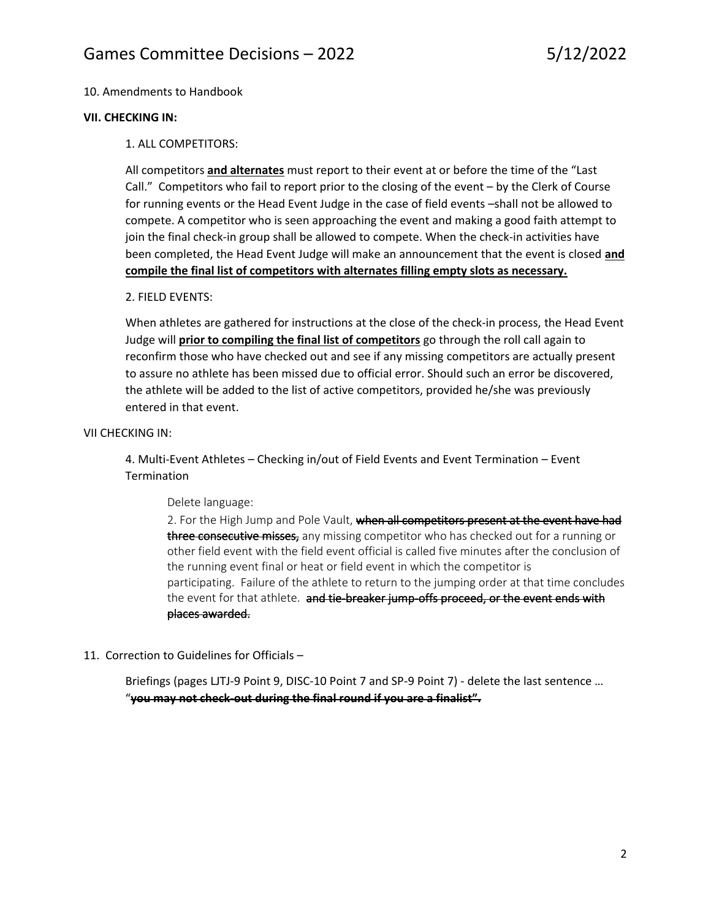10. Amendments to Handbook

**VII. CHECKING IN:**

1. ALL COMPETITORS:

All competitors **<u>and alternates</u>** must report to their event at or before the time of the "Last Call." Competitors who fail to report prior to the closing of the event – by the Clerk of Course for running events or the Head Event Judge in the case of field events –shall not be allowed to compete. A competitor who is seen approaching the event and making a good faith attempt to join the final check-in group shall be allowed to compete. When the check-in activities have been completed, the Head Event Judge will make an announcement that the event is closed **<u>and compile the final list of competitors with alternates filling empty slots as necessary.</u>**

2. FIELD EVENTS:

When athletes are gathered for instructions at the close of the check-in process, the Head Event Judge will **<u>prior to compiling the final list of competitors</u>** go through the roll call again to reconfirm those who have checked out and see if any missing competitors are actually present to assure no athlete has been missed due to official error. Should such an error be discovered, the athlete will be added to the list of active competitors, provided he/she was previously entered in that event.

VII CHECKING IN:

4. Multi-Event Athletes – Checking in/out of Field Events and Event Termination – Event Termination

Delete language:

2. For the High Jump and Pole Vault, ~~when all competitors present at the event have had three consecutive misses,~~ any missing competitor who has checked out for a running or other field event with the field event official is called five minutes after the conclusion of the running event final or heat or field event in which the competitor is participating. Failure of the athlete to return to the jumping order at that time concludes the event for that athlete. ~~and tie-breaker jump-offs proceed, or the event ends with places awarded.~~

11. Correction to Guidelines for Officials –

Briefings (pages LJTJ-9 Point 9, DISC-10 Point 7 and SP-9 Point 7) - delete the last sentence … "~~**you may not check-out during the final round if you are a finalist".**~~